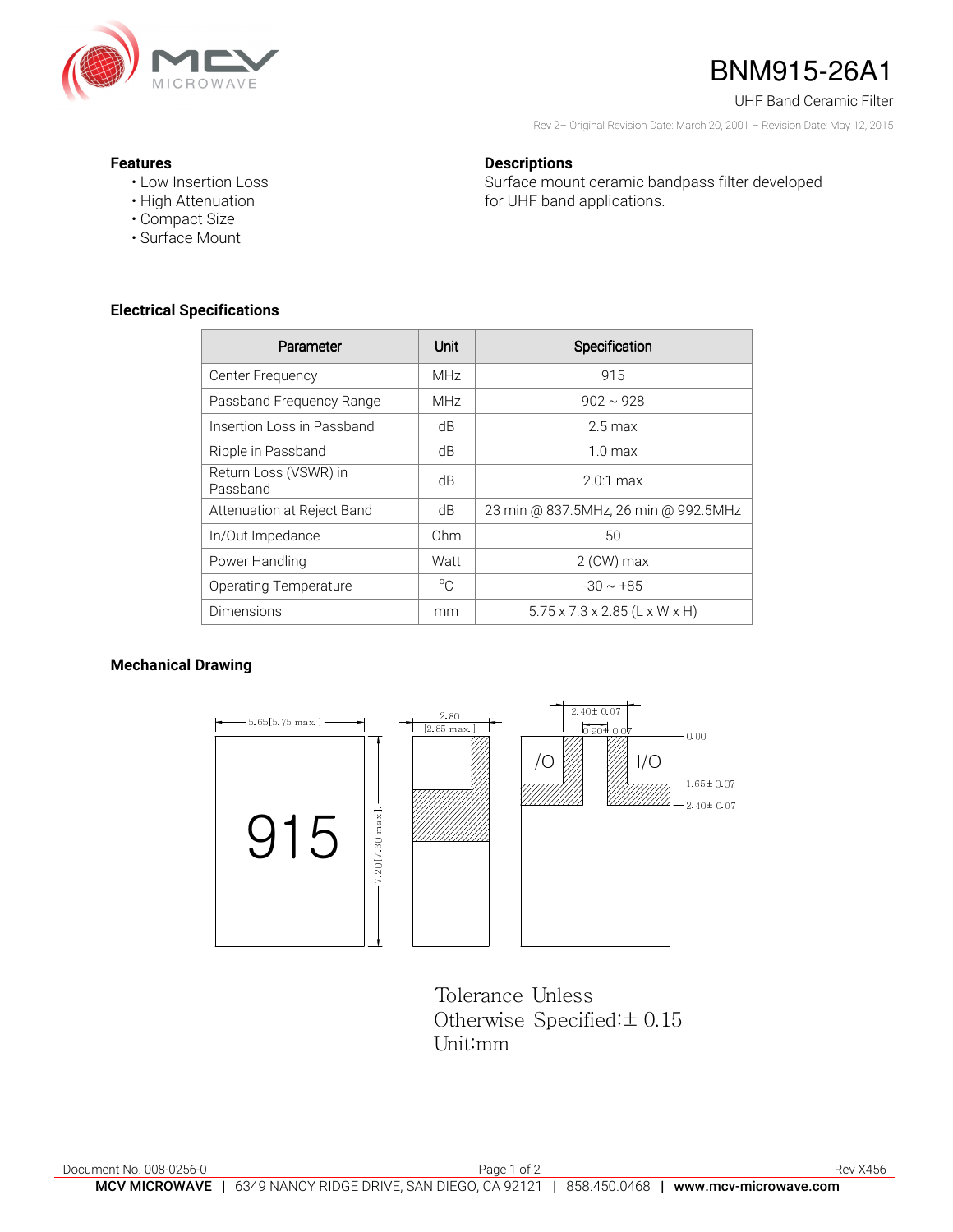# BNM915-26A1

UHF Band Ceramic Filter

Rev 2– Original Revision Date: March 20, 2001 – Revision Date: May 12, 2015

### Features

- Low Insertion Loss
- High Attenuation
- Compact Size
- Surface Mount

### Descriptions

Surface mount ceramic bandpass filter developed for UHF band applications.

### Electrical Specifications

| Parameter | Unit | Specification |
|---|---|---|
| Center Frequency | MHz | 915 |
| Passband Frequency Range | MHz | 902 ~ 928 |
| Insertion Loss in Passband | dB | 2.5 max |
| Ripple in Passband | dB | 1.0 max |
| Return Loss (VSWR) in Passband | dB | 2.0:1 max |
| Attenuation at Reject Band | dB | 23 min @ 837.5MHz, 26 min @ 992.5MHz |
| In/Out Impedance | Ohm | 50 |
| Power Handling | Watt | 2 (CW) max |
| Operating Temperature | °C | -30 ~ +85 |
| Dimensions | mm | 5.75 x 7.3 x 2.85 (L x W x H) |

### Mechanical Drawing

5.65[5.75 max.]

915

7.20[7.30 max.]

2.80 [2.85 max.]

2.40± 0.07

0.90± 0.07

I/O I/O

0.00

1.65± 0.07

2.40± 0.07

Tolerance Unless Otherwise Specified:± 0.15
Unit:mm

Document No. 008-0256-0

Rev X456

**MCV MICROWAVE** | 6349 NANCY RIDGE DRIVE, SAN DIEGO, CA 92121 | 858.450.0468 | **www.mcv-microwave.com**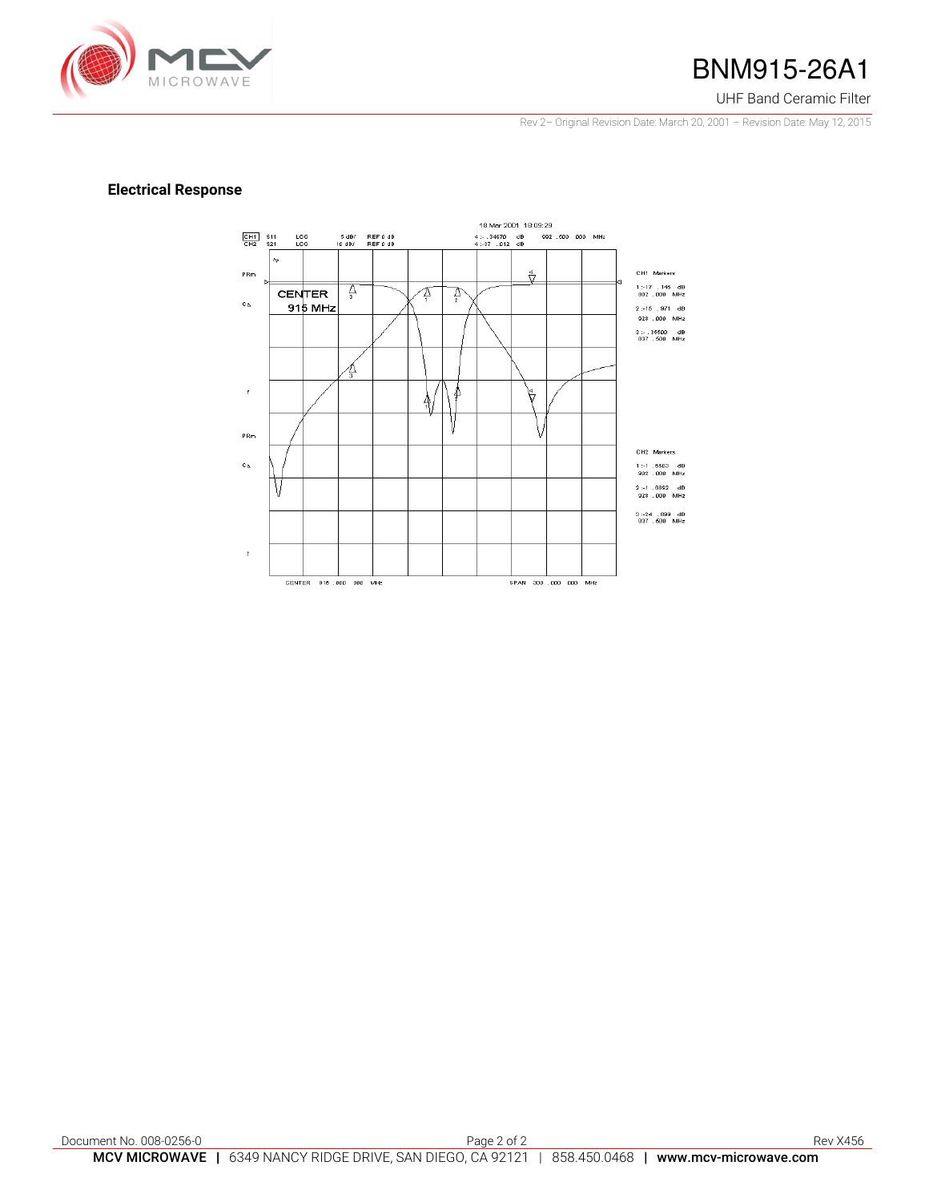## Electrical Response

18 Mar 2001 19:09:29

CH1 S11 LOG 5 dB/ REF 0 dB

CH2 S21 LOG 10 dB/ REF 0 dB

4 : -.34670 dB 902 .500 000 MHz

4 : -37 .012 dB

CENTER 915 MHz

CH1 Markers

1 : -17 .145 dB 902 .000 MHz

2 : -15 .971 dB 928 .000 MHz

3 : -.36600 dB 937 .500 MHz

CH2 Markers

1 : -1 .5503 dB 902 .000 MHz

2 : -1 .8893 dB 928 .000 MHz

3 : -24 .899 dB 937 .500 MHz

CENTER 915 .000 000 MHz

SPAN 300 .000 000 MHz